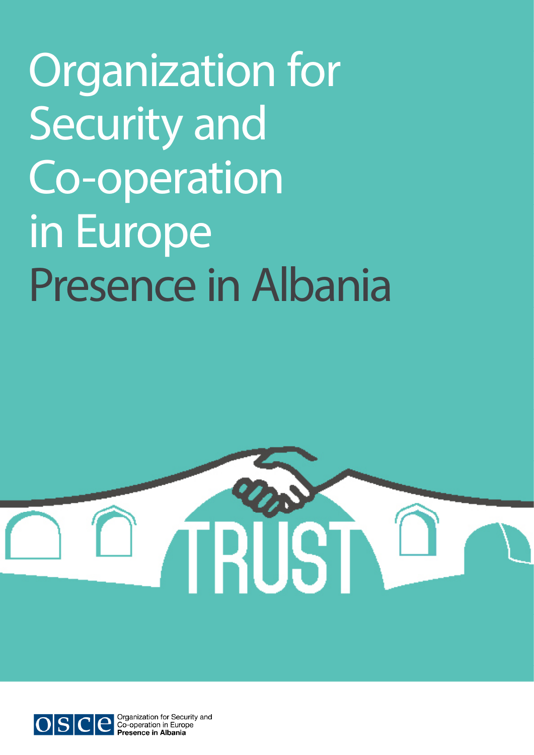# Organization for Security and Co-operation in Europe Presence in Albania

TRUST

OSCE Organization for Security and Co-operation in Europe **Presence in Albania**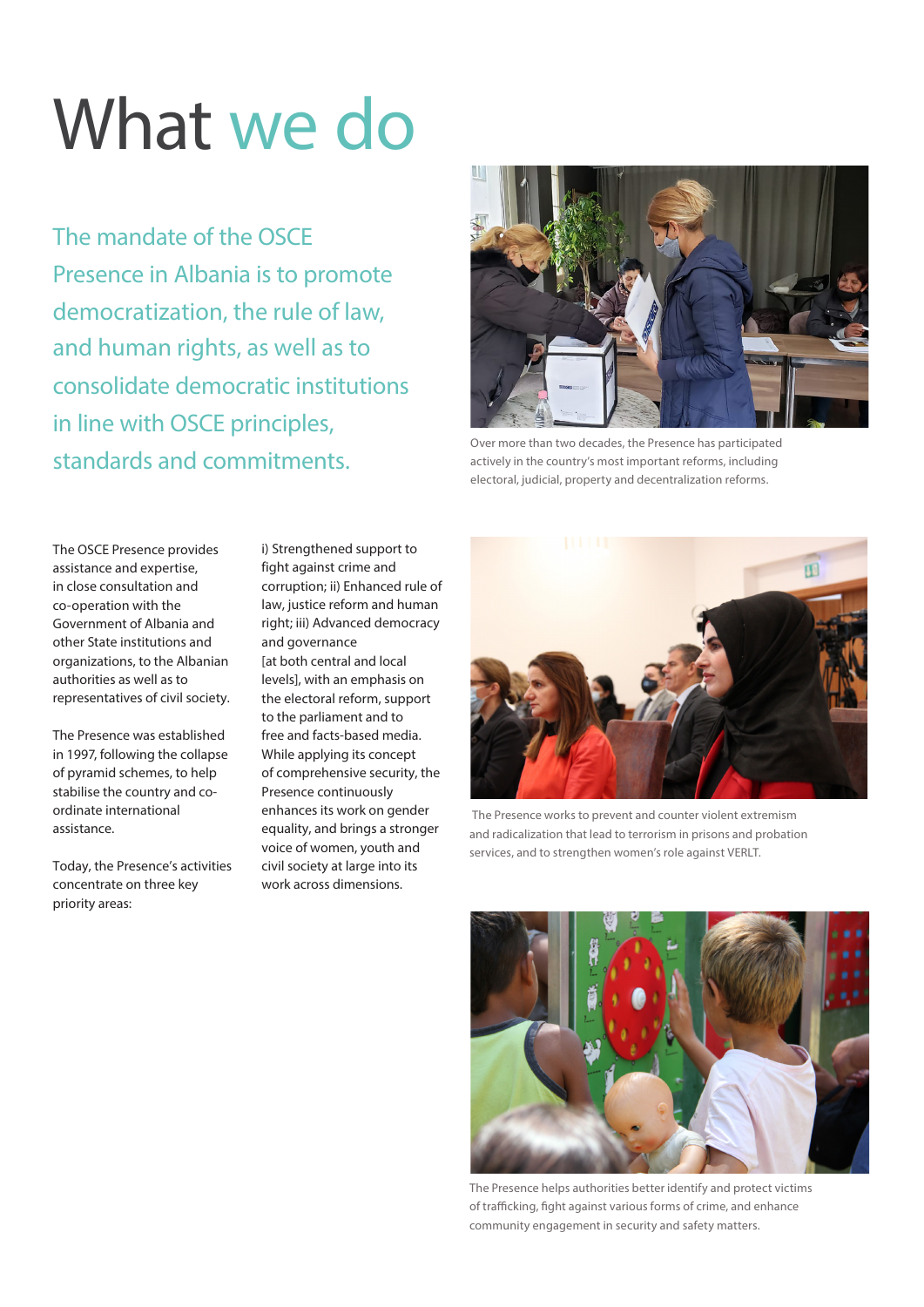# What we do

## The mandate of the OSCE Presence in Albania is to promote democratization, the rule of law, and human rights, as well as to consolidate democratic institutions in line with OSCE principles, standards and commitments.

Over more than two decades, the Presence has participated actively in the country's most important reforms, including electoral, judicial, property and decentralization reforms.

The OSCE Presence provides assistance and expertise, in close consultation and co-operation with the Government of Albania and other State institutions and organizations, to the Albanian authorities as well as to representatives of civil society.

The Presence was established in 1997, following the collapse of pyramid schemes, to help stabilise the country and co-ordinate international assistance.

Today, the Presence's activities concentrate on three key priority areas:

i) Strengthened support to fight against crime and corruption; ii) Enhanced rule of law, justice reform and human right; iii) Advanced democracy and governance [at both central and local levels], with an emphasis on the electoral reform, support to the parliament and to free and facts-based media. While applying its concept of comprehensive security, the Presence continuously enhances its work on gender equality, and brings a stronger voice of women, youth and civil society at large into its work across dimensions.

The Presence works to prevent and counter violent extremism and radicalization that lead to terrorism in prisons and probation services, and to strengthen women's role against VERLT.

The Presence helps authorities better identify and protect victims of trafficking, fight against various forms of crime, and enhance community engagement in security and safety matters.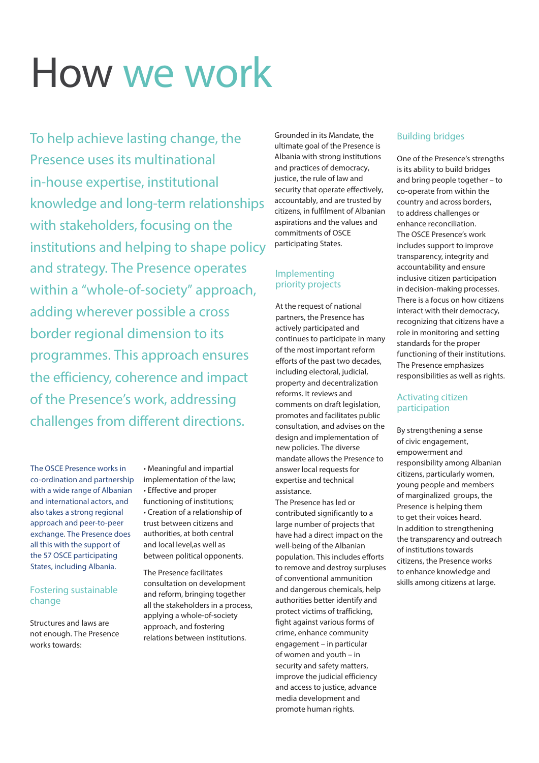# How we work

To help achieve lasting change, the Presence uses its multinational in-house expertise, institutional knowledge and long-term relationships with stakeholders, focusing on the institutions and helping to shape policy and strategy. The Presence operates within a "whole-of-society" approach, adding wherever possible a cross border regional dimension to its programmes. This approach ensures the efficiency, coherence and impact of the Presence's work, addressing challenges from different directions.

The OSCE Presence works in co-ordination and partnership with a wide range of Albanian and international actors, and also takes a strong regional approach and peer-to-peer exchange. The Presence does all this with the support of the 57 OSCE participating States, including Albania.

## Fostering sustainable change

Structures and laws are not enough. The Presence works towards:

- Meaningful and impartial implementation of the law;
- Effective and proper functioning of institutions;
- Creation of a relationship of trust between citizens and authorities, at both central and local level,as well as between political opponents.

The Presence facilitates consultation on development and reform, bringing together all the stakeholders in a process, applying a whole-of-society approach, and fostering relations between institutions.

Grounded in its Mandate, the ultimate goal of the Presence is Albania with strong institutions and practices of democracy, justice, the rule of law and security that operate effectively, accountably, and are trusted by citizens, in fulfilment of Albanian aspirations and the values and commitments of OSCE participating States.

## Implementing priority projects

At the request of national partners, the Presence has actively participated and continues to participate in many of the most important reform efforts of the past two decades, including electoral, judicial, property and decentralization reforms. It reviews and comments on draft legislation, promotes and facilitates public consultation, and advises on the design and implementation of new policies. The diverse mandate allows the Presence to answer local requests for expertise and technical assistance.

The Presence has led or contributed significantly to a large number of projects that have had a direct impact on the well-being of the Albanian population. This includes efforts to remove and destroy surpluses of conventional ammunition and dangerous chemicals, help authorities better identify and protect victims of trafficking, fight against various forms of crime, enhance community engagement – in particular of women and youth – in security and safety matters, improve the judicial efficiency and access to justice, advance media development and promote human rights.

## Building bridges

One of the Presence's strengths is its ability to build bridges and bring people together – to co-operate from within the country and across borders, to address challenges or enhance reconciliation.

The OSCE Presence's work includes support to improve transparency, integrity and accountability and ensure inclusive citizen participation in decision-making processes. There is a focus on how citizens interact with their democracy, recognizing that citizens have a role in monitoring and setting standards for the proper functioning of their institutions. The Presence emphasizes responsibilities as well as rights.

## Activating citizen participation

By strengthening a sense of civic engagement, empowerment and responsibility among Albanian citizens, particularly women, young people and members of marginalized groups, the Presence is helping them to get their voices heard.

In addition to strengthening the transparency and outreach of institutions towards citizens, the Presence works to enhance knowledge and skills among citizens at large.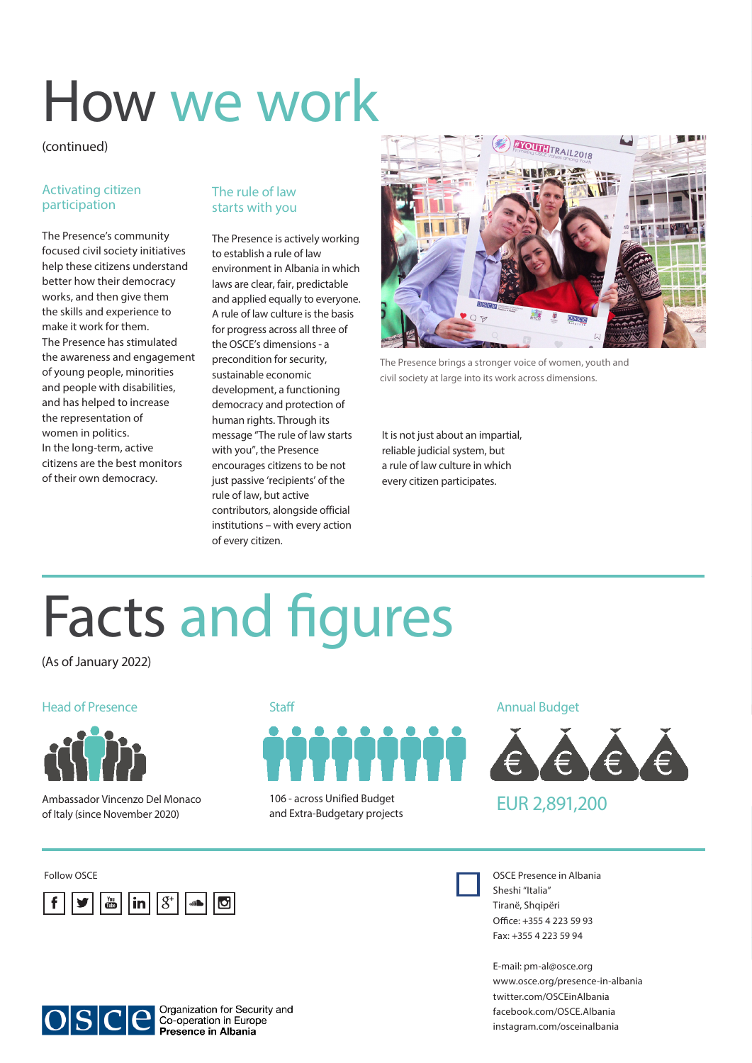# How we work

(continued)

## Activating citizen participation

The Presence's community focused civil society initiatives help these citizens understand better how their democracy works, and then give them the skills and experience to make it work for them.
The Presence has stimulated the awareness and engagement of young people, minorities and people with disabilities, and has helped to increase the representation of women in politics.
In the long-term, active citizens are the best monitors of their own democracy.

## The rule of law starts with you

The Presence is actively working to establish a rule of law environment in Albania in which laws are clear, fair, predictable and applied equally to everyone. A rule of law culture is the basis for progress across all three of the OSCE's dimensions - a precondition for security, sustainable economic development, a functioning democracy and protection of human rights. Through its message "The rule of law starts with you", the Presence encourages citizens to be not just passive 'recipients' of the rule of law, but active contributors, alongside official institutions – with every action of every citizen.

The Presence brings a stronger voice of women, youth and civil society at large into its work across dimensions.

It is not just about an impartial, reliable judicial system, but a rule of law culture in which every citizen participates.

# Facts and figures

(As of January 2022)

## Head of Presence

Ambassador Vincenzo Del Monaco of Italy (since November 2020)

## Staff

106 - across Unified Budget and Extra-Budgetary projects

## Annual Budget

EUR 2,891,200

Follow OSCE

OSCE Presence in Albania
Sheshi "Italia"
Tiranë, Shqipëri
Office: +355 4 223 59 93
Fax: +355 4 223 59 94

E-mail: pm-al@osce.org
www.osce.org/presence-in-albania
twitter.com/OSCEinAlbania
facebook.com/OSCE.Albania
instagram.com/osceinalbania

OSCE Organization for Security and Co-operation in Europe
**Presence in Albania**